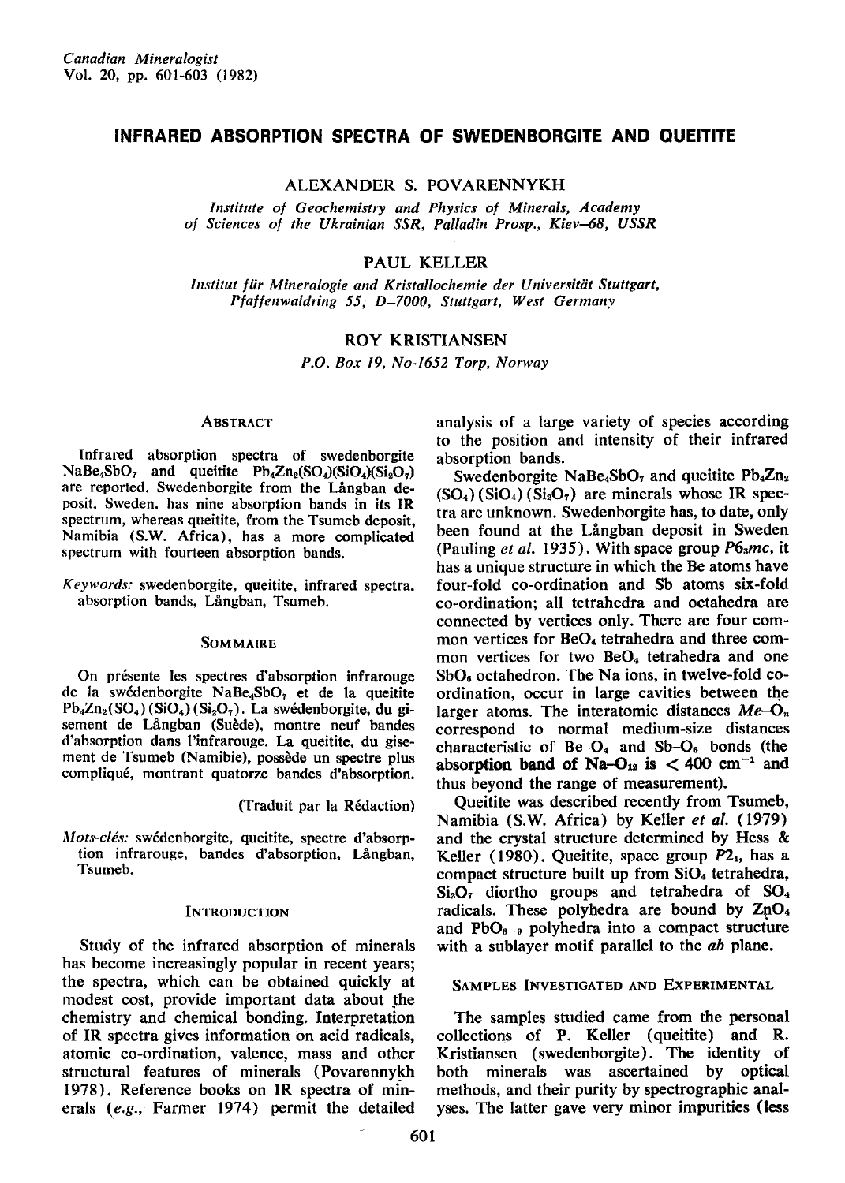# INFRARED ABSORPTION SPECTRA OF SWEDENBORGITE AND QUEITITE

ALEXANDER S. POVARENNYKH

*Institute of Geochemistry and Physics of Minerals, Academy of Sciences of the Ukrainian SSR, Palladin Prosp., Kiev–68, USSR*

PAUL KELLER

*Institut für Mineralogie and Kristallochemie der Universität Stuttgart, Pfaffenwaldring 55, D–7000, Stuttgart, West Germany*

ROY KRISTIANSEN

*P.O. Box 19, No-1652 Torp, Norway*

## Abstract

Infrared absorption spectra of swedenborgite $NaBe_4SbO_7$ and queitite $Pb_4Zn_2(SO_4)(SiO_4)(Si_2O_7)$ are reported. Swedenborgite from the Långban deposit, Sweden, has nine absorption bands in its IR spectrum, whereas queitite, from the Tsumeb deposit, Namibia (S.W. Africa), has a more complicated spectrum with fourteen absorption bands.

*Keywords:* swedenborgite, queitite, infrared spectra, absorption bands, Långban, Tsumeb.

## Sommaire

On présente les spectres d'absorption infrarouge de la swédenborgite $NaBe_4SbO_7$ et de la queitite $Pb_4Zn_2(SO_4)(SiO_4)(Si_2O_7)$. La swédenborgite, du gisement de Långban (Suède), montre neuf bandes d'absorption dans l'infrarouge. La queitite, du gisement de Tsumeb (Namibie), possède un spectre plus compliqué, montrant quatorze bandes d'absorption.

(Traduit par la Rédaction)

*Mots-clés:* swédenborgite, queitite, spectre d'absorption infrarouge, bandes d'absorption, Långban, Tsumeb.

## Introduction

Study of the infrared absorption of minerals has become increasingly popular in recent years; the spectra, which can be obtained quickly at modest cost, provide important data about the chemistry and chemical bonding. Interpretation of IR spectra gives information on acid radicals, atomic co-ordination, valence, mass and other structural features of minerals (Povarennykh 1978). Reference books on IR spectra of minerals (*e.g.*, Farmer 1974) permit the detailed analysis of a large variety of species according to the position and intensity of their infrared absorption bands.

Swedenborgite $NaBe_4SbO_7$ and queitite $Pb_4Zn_2(SO_4)(SiO_4)(Si_2O_7)$ are minerals whose IR spectra are unknown. Swedenborgite has, to date, only been found at the Långban deposit in Sweden (Pauling *et al.* 1935). With space group $P6_3mc$, it has a unique structure in which the Be atoms have four-fold co-ordination and Sb atoms six-fold co-ordination; all tetrahedra and octahedra are connected by vertices only. There are four common vertices for $BeO_4$ tetrahedra and three common vertices for two $BeO_4$ tetrahedra and one $SbO_6$ octahedron. The Na ions, in twelve-fold co-ordination, occur in large cavities between the larger atoms. The interatomic distances $Me$–$O_n$ correspond to normal medium-size distances characteristic of Be–$O_4$ and Sb–$O_6$ bonds (the **absorption band of Na–$O_{12}$ is < 400 $cm^{-1}$** and thus beyond the range of measurement).

Queitite was described recently from Tsumeb, Namibia (S.W. Africa) by Keller *et al.* (1979) and the crystal structure determined by Hess & Keller (1980). Queitite, space group $P2_1$, has a compact structure built up from $SiO_4$ tetrahedra, $Si_2O_7$ diortho groups and tetrahedra of $SO_4$ radicals. These polyhedra are bound by $ZnO_4$ and $PbO_{8-9}$ polyhedra into a compact structure with a sublayer motif parallel to the *ab* plane.

## Samples Investigated and Experimental

The samples studied came from the personal collections of P. Keller (queitite) and R. Kristiansen (swedenborgite). The identity of both minerals was ascertained by optical methods, and their purity by spectrographic analyses. The latter gave very minor impurities (less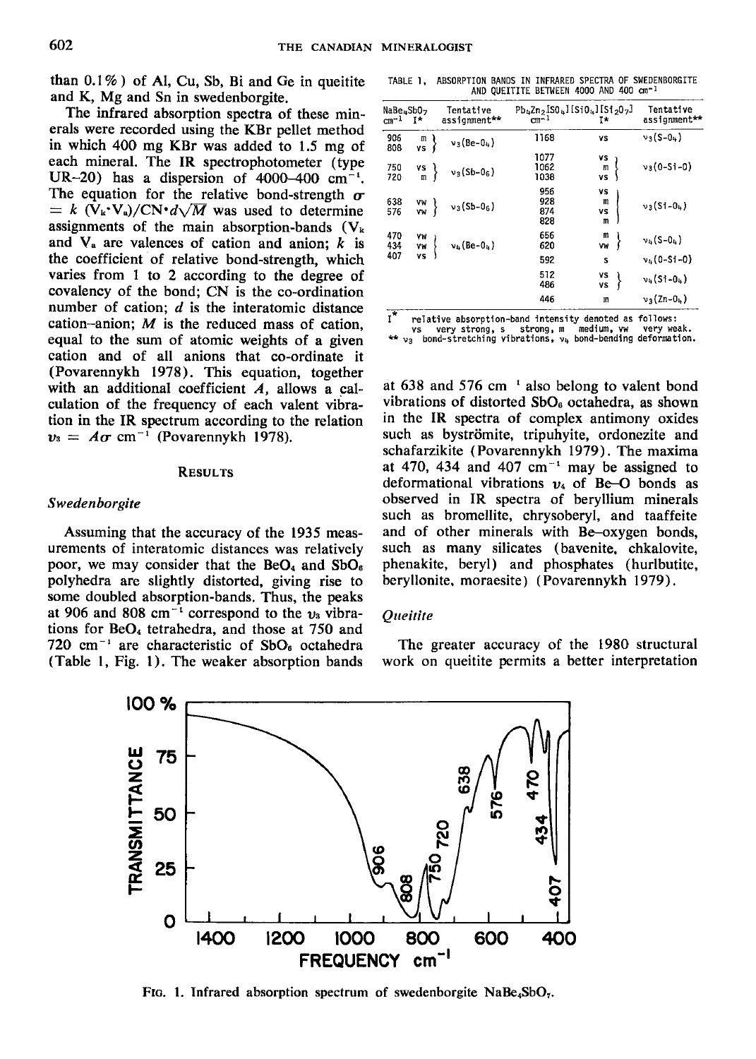than 0.1%) of Al, Cu, Sb, Bi and Ge in queitite and K, Mg and Sn in swedenborgite.

The infrared absorption spectra of these minerals were recorded using the KBr pellet method in which 400 mg KBr was added to 1.5 mg of each mineral. The IR spectrophotometer (type UR–20) has a dispersion of 4000–400 $cm^{-1}$. The equation for the relative bond-strength $\sigma = k\,(V_k \cdot V_a)/CN \cdot d\sqrt{M}$ was used to determine assignments of the main absorption-bands ($V_k$ and $V_a$ are valences of cation and anion; $k$ is the coefficient of relative bond-strength, which varies from 1 to 2 according to the degree of covalency of the bond; CN is the co-ordination number of cation; $d$ is the interatomic distance cation–anion; $M$ is the reduced mass of cation, equal to the sum of atomic weights of a given cation and of all anions that co-ordinate it (Povarennykh 1978). This equation, together with an additional coefficient $A$, allows a calculation of the frequency of each valent vibration in the IR spectrum according to the relation $\nu_3 = A\sigma$ $cm^{-1}$ (Povarennykh 1978).

## RESULTS

### *Swedenborgite*

Assuming that the accuracy of the 1935 measurements of interatomic distances was relatively poor, we may consider that the $BeO_4$ and $SbO_6$ polyhedra are slightly distorted, giving rise to some doubled absorption-bands. Thus, the peaks at 906 and 808 $cm^{-1}$ correspond to the $\nu_3$ vibrations for $BeO_4$ tetrahedra, and those at 750 and 720 $cm^{-1}$ are characteristic of $SbO_6$ octahedra (Table 1, Fig. 1). The weaker absorption bands at 638 and 576 $cm^{-1}$ also belong to valent bond vibrations of distorted $SbO_6$ octahedra, as shown in the IR spectra of complex antimony oxides such as byströmite, tripuhyite, ordonezite and schafarzikite (Povarennykh 1979). The maxima at 470, 434 and 407 $cm^{-1}$ may be assigned to deformational vibrations $\nu_4$ of Be–O bonds as observed in IR spectra of beryllium minerals such as bromellite, chrysoberyl, and taaffeite and of other minerals with Be–oxygen bonds, such as many silicates (bavenite, chkalovite, phenakite, beryl) and phosphates (hurlbutite, beryllonite, moraesite) (Povarennykh 1979).

TABLE 1. ABSORPTION BANDS IN INFRARED SPECTRA OF SWEDENBORGITE AND QUEITITE BETWEEN 4000 AND 400 $cm^{-1}$

| $NaBe_4SbO_7$ $cm^{-1}$ | I* | Tentative assignment** | $Pb_4Zn_2[SO_4][SiO_4][Si_2O_7]$ $cm^{-1}$ | I* | Tentative assignment** |
|---|---|---|---|---|---|
| 906 | m | $\nu_3(Be\text{-}O_4)$ | 1168 | vs | $\nu_3(S\text{-}O_4)$ |
| 808 | vs | | | | |
| 750 | vs | $\nu_3(Sb\text{-}O_6)$ | 1077 | vs | $\nu_3(O\text{-}Si\text{-}O)$ |
| 720 | m | | 1062 | m | |
| | | | 1038 | vs | |
| 638 | vw | $\nu_3(Sb\text{-}O_6)$ | 956 | vs | $\nu_3(Si\text{-}O_4)$ |
| 576 | vw | | 928 | m | |
| | | | 874 | vs | |
| | | | 828 | m | |
| 470 | vw | $\nu_4(Be\text{-}O_4)$ | 656 | m | $\nu_4(S\text{-}O_4)$ |
| 434 | vw | | 620 | vw | |
| 407 | vs | | 592 | s | $\nu_4(O\text{-}Si\text{-}O)$ |
| | | | 512 | vs | $\nu_4(Si\text{-}O_4)$ |
| | | | 486 | vs | |
| | | | 446 | m | $\nu_3(Zn\text{-}O_4)$ |

I* relative absorption-band intensity denoted as follows: vs very strong, s strong, m medium, vw very weak.
** $\nu_3$ bond-stretching vibrations, $\nu_4$ bond-bending deformation.

### *Queitite*

The greater accuracy of the 1980 structural work on queitite permits a better interpretation

FIG. 1. Infrared absorption spectrum of swedenborgite $NaBe_4SbO_7$.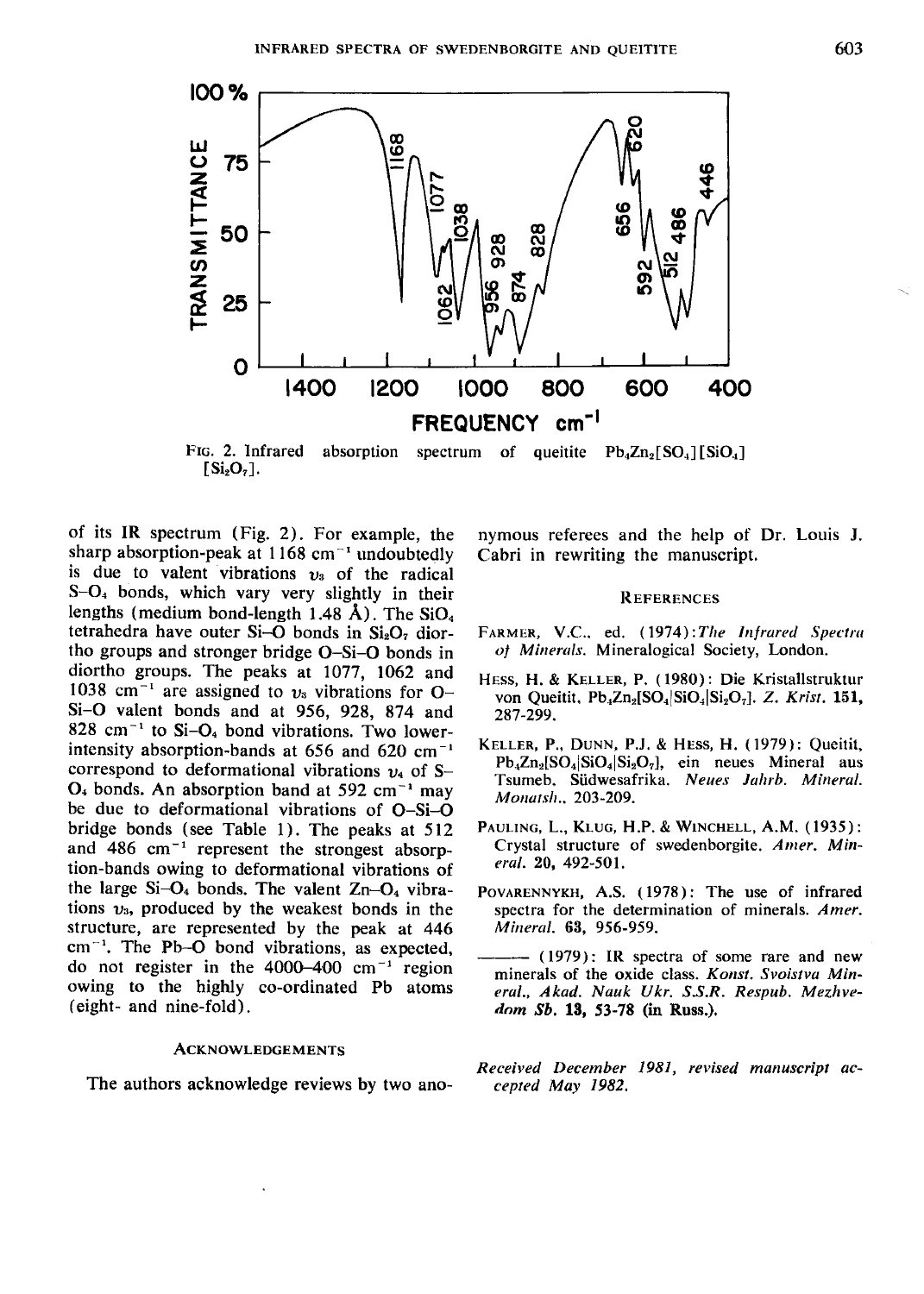100 %

TRANSMITTANCE

75

50

25

0

1168

1077

1038

1062

956

928

874

828

656

620

592

512

486

446

1400 1200 1000 800 600 400

FREQUENCY $cm^{-1}$

FIG. 2. Infrared absorption spectrum of queitite $Pb_4Zn_2[SO_4][SiO_4][Si_2O_7]$.

of its IR spectrum (Fig. 2). For example, the sharp absorption-peak at 1168 $cm^{-1}$ undoubtedly is due to valent vibrations $\nu_3$ of the radical $S–O_4$ bonds, which vary very slightly in their lengths (medium bond-length 1.48 Å). The $SiO_4$ tetrahedra have outer Si–O bonds in $Si_2O_7$ diortho groups and stronger bridge O–Si–O bonds in diortho groups. The peaks at 1077, 1062 and 1038 $cm^{-1}$ are assigned to $\nu_3$ vibrations for O–Si–O valent bonds and at 956, 928, 874 and 828 $cm^{-1}$ to $Si–O_4$ bond vibrations. Two lower-intensity absorption-bands at 656 and 620 $cm^{-1}$ correspond to deformational vibrations $\nu_4$ of $S–O_4$ bonds. An absorption band at 592 $cm^{-1}$ may be due to deformational vibrations of O–Si–O bridge bonds (see Table 1). The peaks at 512 and 486 $cm^{-1}$ represent the strongest absorption-bands owing to deformational vibrations of the large $Si–O_4$ bonds. The valent $Zn–O_4$ vibrations $\nu_3$, produced by the weakest bonds in the structure, are represented by the peak at 446 $cm^{-1}$. The Pb–O bond vibrations, as expected, do not register in the 4000–400 $cm^{-1}$ region owing to the highly co-ordinated Pb atoms (eight- and nine-fold).

## ACKNOWLEDGEMENTS

The authors acknowledge reviews by two anonymous referees and the help of Dr. Louis J. Cabri in rewriting the manuscript.

## REFERENCES

FARMER, V.C., ed. (1974): *The Infrared Spectra of Minerals.* Mineralogical Society, London.

HESS, H. & KELLER, P. (1980): Die Kristallstruktur von Queitit, $Pb_4Zn_2[SO_4|SiO_4|Si_2O_7]$. *Z. Krist.* **151**, 287-299.

KELLER, P., DUNN, P.J. & HESS, H. (1979): Queitit, $Pb_4Zn_2[SO_4|SiO_4|Si_2O_7]$, ein neues Mineral aus Tsumeb, Südwesafrika. *Neues Jahrb. Mineral. Monatsh.*, 203-209.

PAULING, L., KLUG, H.P. & WINCHELL, A.M. (1935): Crystal structure of swedenborgite. *Amer. Mineral.* **20**, 492-501.

POVARENNYKH, A.S. (1978): The use of infrared spectra for the determination of minerals. *Amer. Mineral.* **63**, 956-959.

——— (1979): IR spectra of some rare and new minerals of the oxide class. *Konst. Svoistva Mineral., Akad. Nauk Ukr. S.S.R. Respub. Mezhvedom Sb.* **13**, 53-78 (in Russ.).

*Received December 1981, revised manuscript accepted May 1982.*